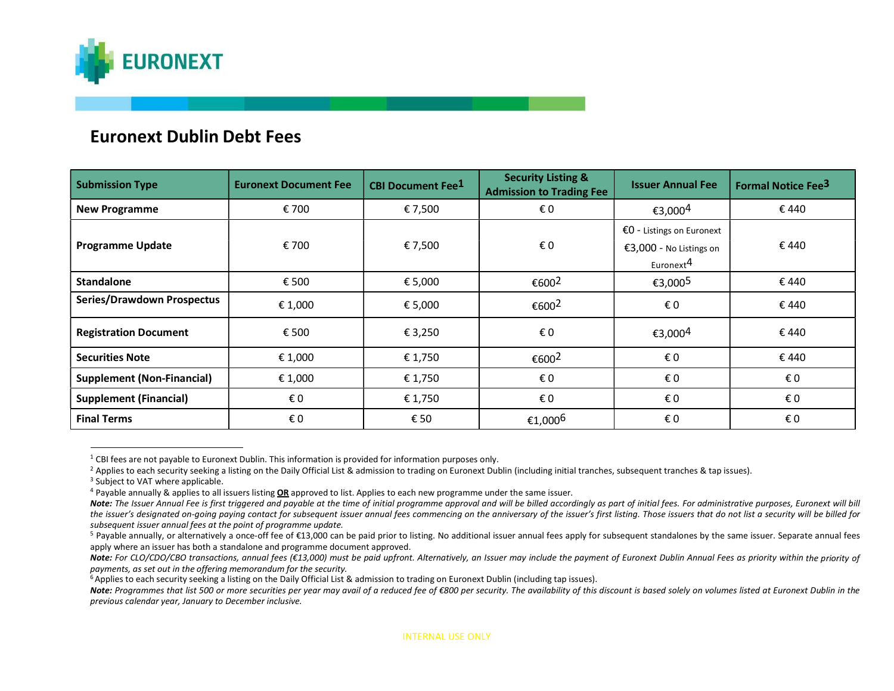# Euronext Dublin Debt Fees

| Submission Type | Euronext Document Fee | CBI Document Fee[1] | Security Listing & Admission to Trading Fee | Issuer Annual Fee | Formal Notice Fee[3] |
|---|---|---|---|---|---|
| **New Programme** | € 700 | € 7,500 | € 0 | €3,000[4] | € 440 |
| **Programme Update** | € 700 | € 7,500 | € 0 | €0 - Listings on Euronext<br>€3,000 - No Listings on Euronext[4] | € 440 |
| **Standalone** | € 500 | € 5,000 | €600[2] | €3,000[5] | € 440 |
| **Series/Drawdown Prospectus** | € 1,000 | € 5,000 | €600[2] | € 0 | € 440 |
| **Registration Document** | € 500 | € 3,250 | € 0 | €3,000[4] | € 440 |
| **Securities Note** | € 1,000 | € 1,750 | €600[2] | € 0 | € 440 |
| **Supplement (Non-Financial)** | € 1,000 | € 1,750 | € 0 | € 0 | € 0 |
| **Supplement (Financial)** | € 0 | € 1,750 | € 0 | € 0 | € 0 |
| **Final Terms** | € 0 | € 50 | €1,000[6] | € 0 | € 0 |

[1] CBI fees are not payable to Euronext Dublin. This information is provided for information purposes only.

[2] Applies to each security seeking a listing on the Daily Official List & admission to trading on Euronext Dublin (including initial tranches, subsequent tranches & tap issues).

[3] Subject to VAT where applicable.

[4] Payable annually & applies to all issuers listing **OR** approved to list. Applies to each new programme under the same issuer.

***Note:*** *The Issuer Annual Fee is first triggered and payable at the time of initial programme approval and will be billed accordingly as part of initial fees. For administrative purposes, Euronext will bill the issuer's designated on-going paying contact for subsequent issuer annual fees commencing on the anniversary of the issuer's first listing. Those issuers that do not list a security will be billed for subsequent issuer annual fees at the point of programme update.*

[5] Payable annually, or alternatively a once-off fee of €13,000 can be paid prior to listing. No additional issuer annual fees apply for subsequent standalones by the same issuer. Separate annual fees apply where an issuer has both a standalone and programme document approved.

***Note:*** *For CLO/CDO/CBO transactions, annual fees (€13,000) must be paid upfront. Alternatively, an Issuer may include the payment of Euronext Dublin Annual Fees as priority within the priority of payments, as set out in the offering memorandum for the security.*

[6] Applies to each security seeking a listing on the Daily Official List & admission to trading on Euronext Dublin (including tap issues).

***Note:*** *Programmes that list 500 or more securities per year may avail of a reduced fee of €800 per security. The availability of this discount is based solely on volumes listed at Euronext Dublin in the previous calendar year, January to December inclusive.*

INTERNAL USE ONLY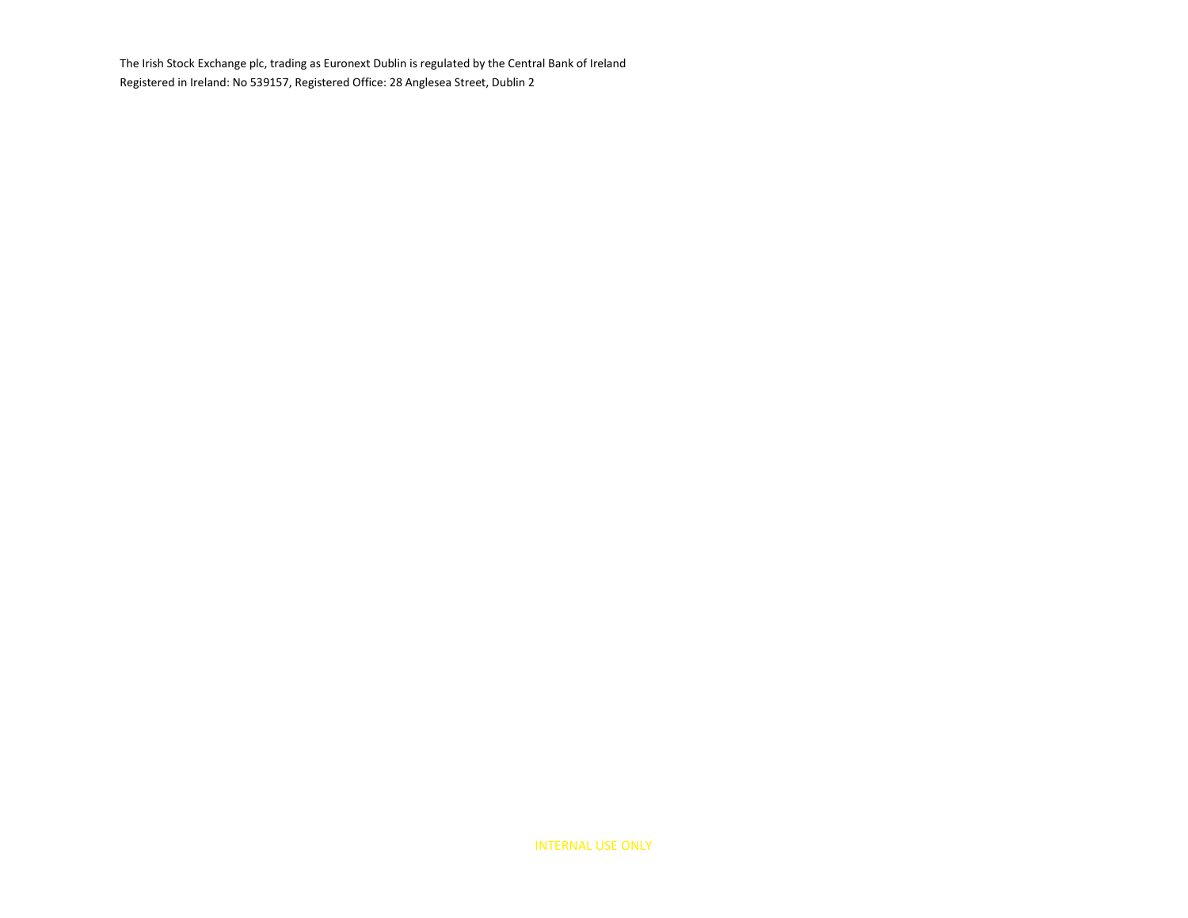The Irish Stock Exchange plc, trading as Euronext Dublin is regulated by the Central Bank of Ireland
Registered in Ireland: No 539157, Registered Office: 28 Anglesea Street, Dublin 2